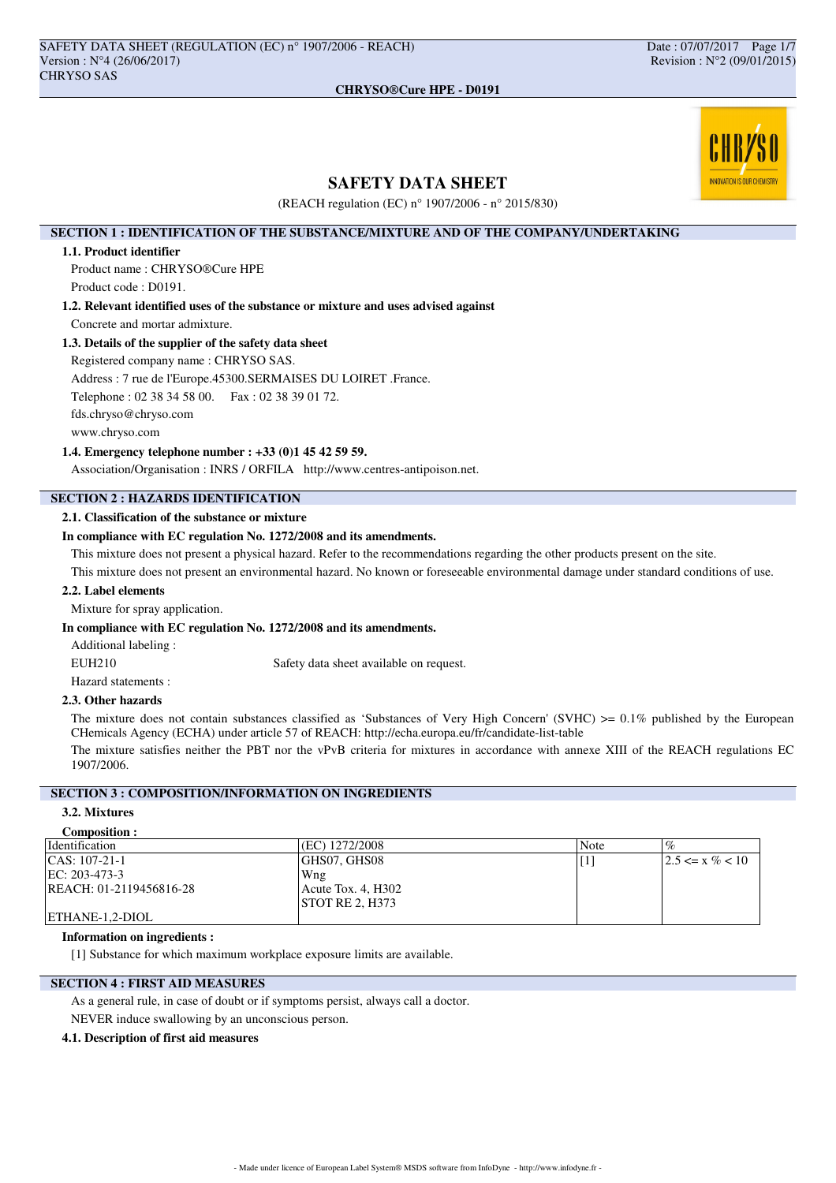# SAFETY DATA SHEET

(REACH regulation (EC) n° 1907/2006 - n° 2015/830)

## SECTION 1 : IDENTIFICATION OF THE SUBSTANCE/MIXTURE AND OF THE COMPANY/UNDERTAKING

### 1.1. Product identifier

Product name : CHRYSO®Cure HPE

Product code : D0191.

### 1.2. Relevant identified uses of the substance or mixture and uses advised against

Concrete and mortar admixture.

### 1.3. Details of the supplier of the safety data sheet

Registered company name : CHRYSO SAS.

Address : 7 rue de l'Europe.45300.SERMAISES DU LOIRET .France.

Telephone : 02 38 34 58 00.    Fax : 02 38 39 01 72.

fds.chryso@chryso.com

www.chryso.com

### 1.4. Emergency telephone number : +33 (0)1 45 42 59 59.

Association/Organisation : INRS / ORFILA   http://www.centres-antipoison.net.

## SECTION 2 : HAZARDS IDENTIFICATION

### 2.1. Classification of the substance or mixture

**In compliance with EC regulation No. 1272/2008 and its amendments.**

This mixture does not present a physical hazard. Refer to the recommendations regarding the other products present on the site.

This mixture does not present an environmental hazard. No known or foreseeable environmental damage under standard conditions of use.

### 2.2. Label elements

Mixture for spray application.

**In compliance with EC regulation No. 1272/2008 and its amendments.**

Additional labeling :

EUH210    Safety data sheet available on request.

Hazard statements :

### 2.3. Other hazards

The mixture does not contain substances classified as 'Substances of Very High Concern' (SVHC) >= 0.1% published by the European CHemicals Agency (ECHA) under article 57 of REACH: http://echa.europa.eu/fr/candidate-list-table

The mixture satisfies neither the PBT nor the vPvB criteria for mixtures in accordance with annexe XIII of the REACH regulations EC 1907/2006.

## SECTION 3 : COMPOSITION/INFORMATION ON INGREDIENTS

### 3.2. Mixtures

**Composition :**

| Identification | (EC) 1272/2008 | Note | % |
|---|---|---|---|
| CAS: 107-21-1<br>EC: 203-473-3<br>REACH: 01-2119456816-28<br><br>ETHANE-1,2-DIOL | GHS07, GHS08<br>Wng<br>Acute Tox. 4, H302<br>STOT RE 2, H373 | [1] | 2.5 <= x % < 10 |

**Information on ingredients :**

[1] Substance for which maximum workplace exposure limits are available.

## SECTION 4 : FIRST AID MEASURES

As a general rule, in case of doubt or if symptoms persist, always call a doctor.

NEVER induce swallowing by an unconscious person.

### 4.1. Description of first aid measures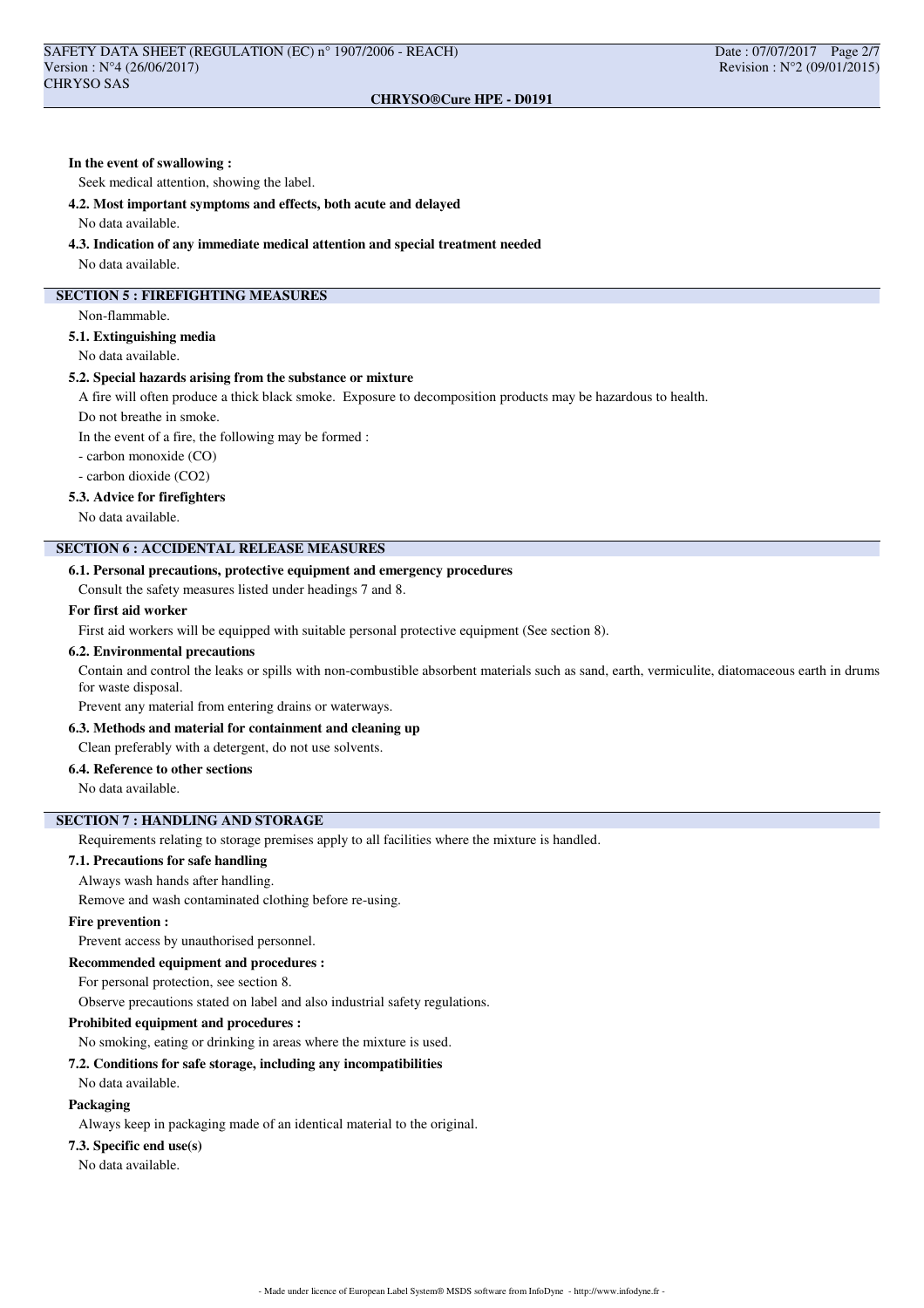**In the event of swallowing :**

Seek medical attention, showing the label.

**4.2. Most important symptoms and effects, both acute and delayed**

No data available.

**4.3. Indication of any immediate medical attention and special treatment needed**

No data available.

## SECTION 5 : FIREFIGHTING MEASURES

Non-flammable.

**5.1. Extinguishing media**

No data available.

**5.2. Special hazards arising from the substance or mixture**

A fire will often produce a thick black smoke. Exposure to decomposition products may be hazardous to health.

Do not breathe in smoke.

In the event of a fire, the following may be formed :

- carbon monoxide (CO)
- carbon dioxide ($CO_2$)

**5.3. Advice for firefighters**

No data available.

## SECTION 6 : ACCIDENTAL RELEASE MEASURES

**6.1. Personal precautions, protective equipment and emergency procedures**

Consult the safety measures listed under headings 7 and 8.

**For first aid worker**

First aid workers will be equipped with suitable personal protective equipment (See section 8).

**6.2. Environmental precautions**

Contain and control the leaks or spills with non-combustible absorbent materials such as sand, earth, vermiculite, diatomaceous earth in drums for waste disposal.

Prevent any material from entering drains or waterways.

**6.3. Methods and material for containment and cleaning up**

Clean preferably with a detergent, do not use solvents.

**6.4. Reference to other sections**

No data available.

## SECTION 7 : HANDLING AND STORAGE

Requirements relating to storage premises apply to all facilities where the mixture is handled.

**7.1. Precautions for safe handling**

Always wash hands after handling.

Remove and wash contaminated clothing before re-using.

**Fire prevention :**

Prevent access by unauthorised personnel.

**Recommended equipment and procedures :**

For personal protection, see section 8.

Observe precautions stated on label and also industrial safety regulations.

**Prohibited equipment and procedures :**

No smoking, eating or drinking in areas where the mixture is used.

**7.2. Conditions for safe storage, including any incompatibilities**

No data available.

**Packaging**

Always keep in packaging made of an identical material to the original.

**7.3. Specific end use(s)**

No data available.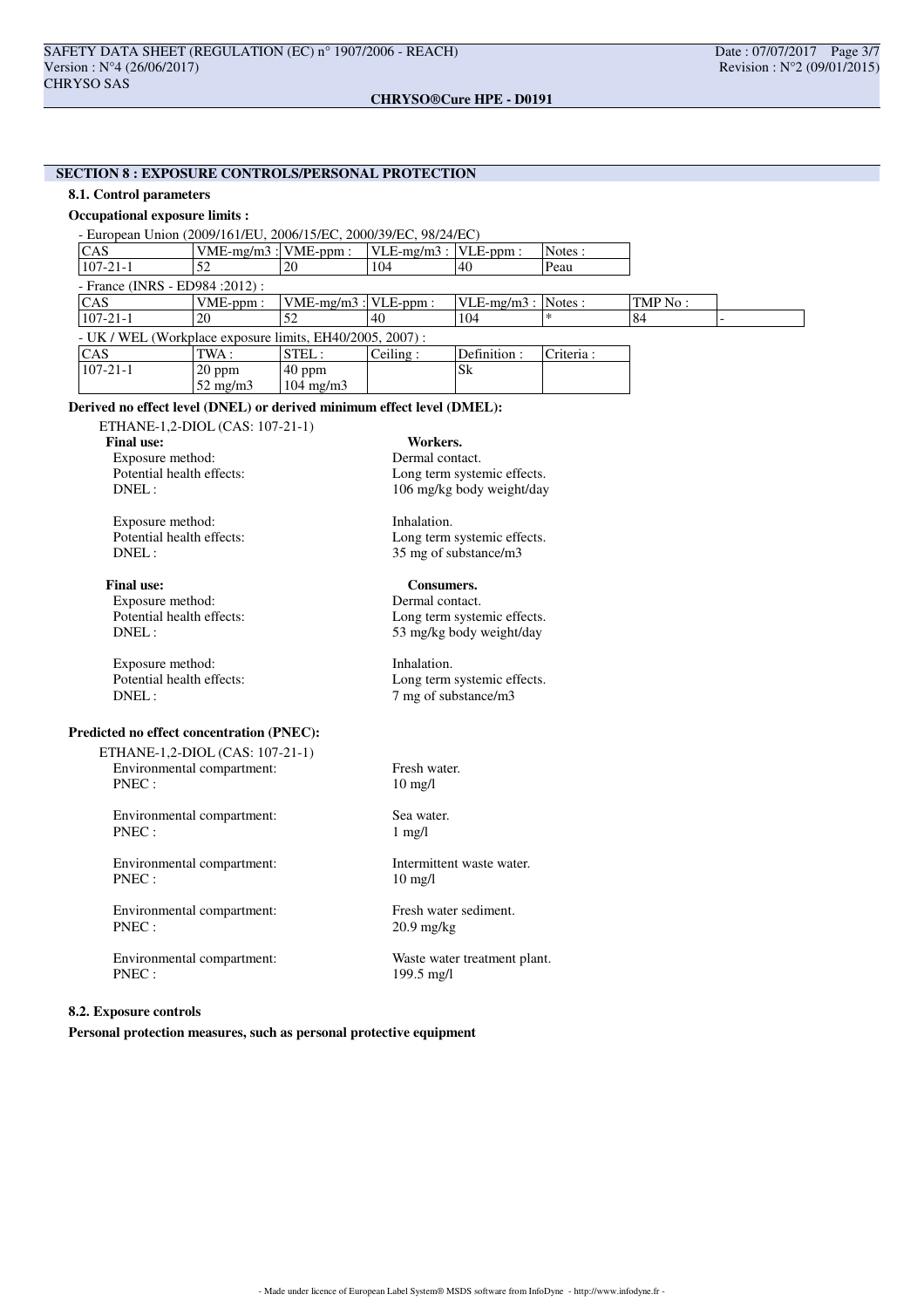## SECTION 8 : EXPOSURE CONTROLS/PERSONAL PROTECTION

### 8.1. Control parameters

**Occupational exposure limits :**

- European Union (2009/161/EU, 2006/15/EC, 2000/39/EC, 98/24/EC)

| CAS | VME-mg/m3 : | VME-ppm : | VLE-mg/m3 : | VLE-ppm : | Notes : |
|---|---|---|---|---|---|
| 107-21-1 | 52 | 20 | 104 | 40 | Peau |

- France (INRS - ED984 :2012) :

| CAS | VME-ppm : | VME-mg/m3 : | VLE-ppm : | VLE-mg/m3 : | Notes : | TMP No : | |
|---|---|---|---|---|---|---|---|
| 107-21-1 | 20 | 52 | 40 | 104 | * | 84 | - |

- UK / WEL (Workplace exposure limits, EH40/2005, 2007) :

| CAS | TWA : | STEL : | Ceiling : | Definition : | Criteria : |
|---|---|---|---|---|---|
| 107-21-1 | 20 ppm<br>52 mg/m3 | 40 ppm<br>104 mg/m3 | | Sk | |

**Derived no effect level (DNEL) or derived minimum effect level (DMEL):**

ETHANE-1,2-DIOL (CAS: 107-21-1)

**Final use:** **Workers.**

Exposure method: Dermal contact.
Potential health effects: Long term systemic effects.
DNEL : 106 mg/kg body weight/day

Exposure method: Inhalation.
Potential health effects: Long term systemic effects.
DNEL : 35 mg of substance/m3

**Final use:** **Consumers.**

Exposure method: Dermal contact.
Potential health effects: Long term systemic effects.
DNEL : 53 mg/kg body weight/day

Exposure method: Inhalation.
Potential health effects: Long term systemic effects.
DNEL : 7 mg of substance/m3

**Predicted no effect concentration (PNEC):**

ETHANE-1,2-DIOL (CAS: 107-21-1)

Environmental compartment: Fresh water.
PNEC : 10 mg/l

Environmental compartment: Sea water.
PNEC : 1 mg/l

Environmental compartment: Intermittent waste water.
PNEC : 10 mg/l

Environmental compartment: Fresh water sediment.
PNEC : 20.9 mg/kg

Environmental compartment: Waste water treatment plant.
PNEC : 199.5 mg/l

### 8.2. Exposure controls

**Personal protection measures, such as personal protective equipment**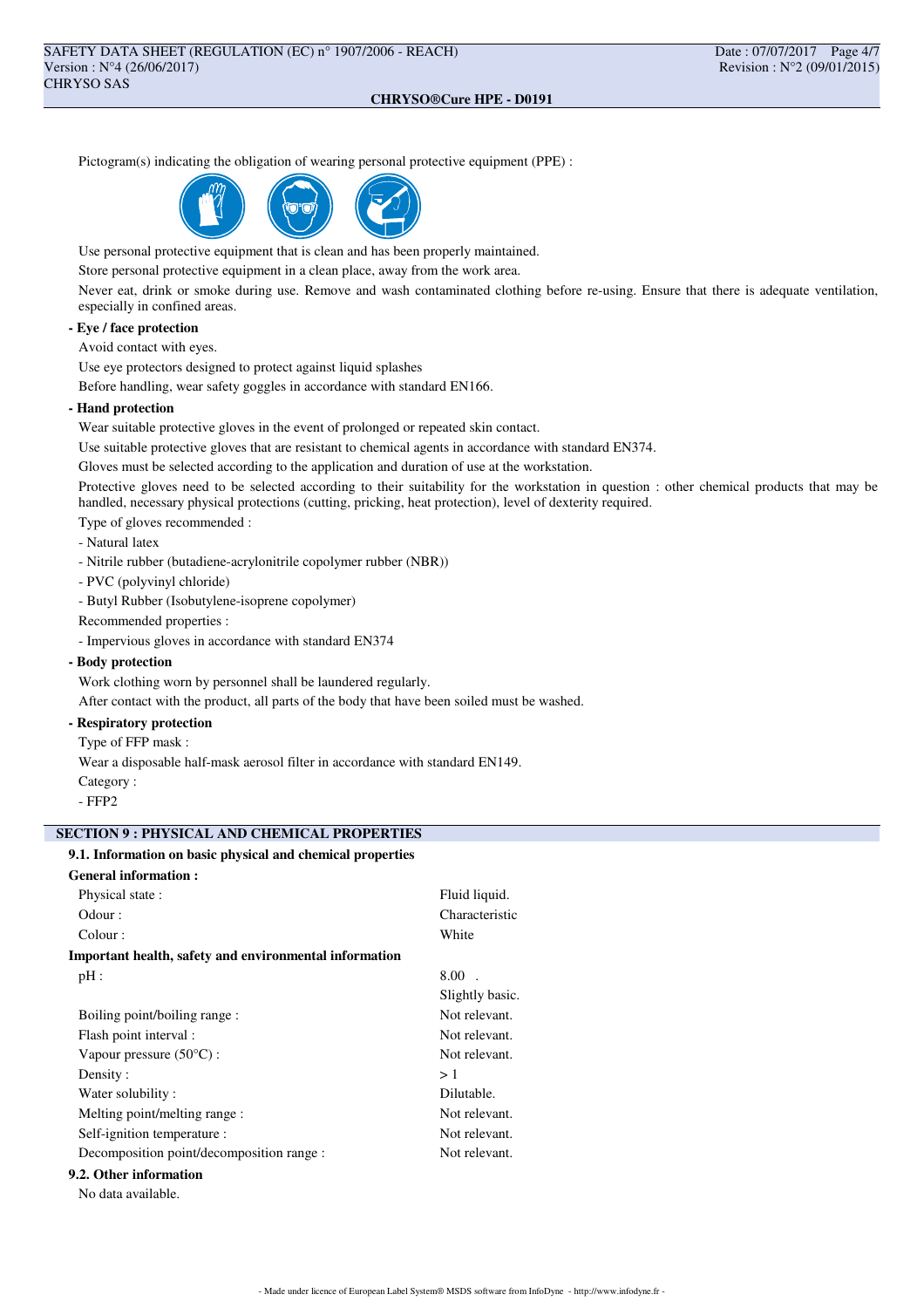Pictogram(s) indicating the obligation of wearing personal protective equipment (PPE) :

Use personal protective equipment that is clean and has been properly maintained.

Store personal protective equipment in a clean place, away from the work area.

Never eat, drink or smoke during use. Remove and wash contaminated clothing before re-using. Ensure that there is adequate ventilation, especially in confined areas.

**- Eye / face protection**

Avoid contact with eyes.

Use eye protectors designed to protect against liquid splashes

Before handling, wear safety goggles in accordance with standard EN166.

**- Hand protection**

Wear suitable protective gloves in the event of prolonged or repeated skin contact.

Use suitable protective gloves that are resistant to chemical agents in accordance with standard EN374.

Gloves must be selected according to the application and duration of use at the workstation.

Protective gloves need to be selected according to their suitability for the workstation in question : other chemical products that may be handled, necessary physical protections (cutting, pricking, heat protection), level of dexterity required.

Type of gloves recommended :

- Natural latex
- Nitrile rubber (butadiene-acrylonitrile copolymer rubber (NBR))
- PVC (polyvinyl chloride)
- Butyl Rubber (Isobutylene-isoprene copolymer)

Recommended properties :

- Impervious gloves in accordance with standard EN374

**- Body protection**

Work clothing worn by personnel shall be laundered regularly.

After contact with the product, all parts of the body that have been soiled must be washed.

**- Respiratory protection**

Type of FFP mask :

Wear a disposable half-mask aerosol filter in accordance with standard EN149.

Category :

- FFP2

## SECTION 9 : PHYSICAL AND CHEMICAL PROPERTIES

### 9.1. Information on basic physical and chemical properties

**General information :**

| | |
|---|---|
| Physical state : | Fluid liquid. |
| Odour : | Characteristic |
| Colour : | White |

**Important health, safety and environmental information**

| | |
|---|---|
| pH : | 8.00 . |
| | Slightly basic. |
| Boiling point/boiling range : | Not relevant. |
| Flash point interval : | Not relevant. |
| Vapour pressure (50°C) : | Not relevant. |
| Density : | > 1 |
| Water solubility : | Dilutable. |
| Melting point/melting range : | Not relevant. |
| Self-ignition temperature : | Not relevant. |
| Decomposition point/decomposition range : | Not relevant. |

### 9.2. Other information

No data available.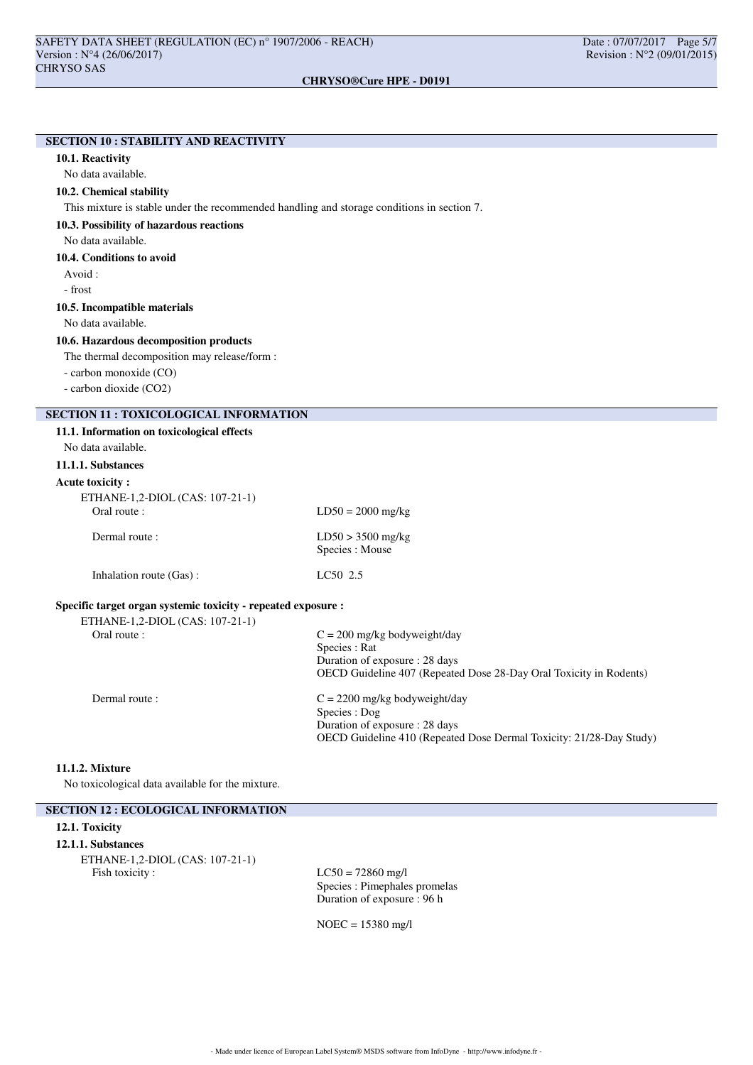## SECTION 10 : STABILITY AND REACTIVITY

### 10.1. Reactivity

No data available.

### 10.2. Chemical stability

This mixture is stable under the recommended handling and storage conditions in section 7.

### 10.3. Possibility of hazardous reactions

No data available.

### 10.4. Conditions to avoid

Avoid :

- frost

### 10.5. Incompatible materials

No data available.

### 10.6. Hazardous decomposition products

The thermal decomposition may release/form :

- carbon monoxide (CO)
- carbon dioxide ($CO_2$)

## SECTION 11 : TOXICOLOGICAL INFORMATION

### 11.1. Information on toxicological effects

No data available.

#### 11.1.1. Substances

**Acute toxicity :**

ETHANE-1,2-DIOL (CAS: 107-21-1)

| | |
|---|---|
| Oral route : | LD50 = 2000 mg/kg |
| Dermal route : | LD50 > 3500 mg/kg<br>Species : Mouse |
| Inhalation route (Gas) : | LC50 2.5 |

**Specific target organ systemic toxicity - repeated exposure :**

ETHANE-1,2-DIOL (CAS: 107-21-1)

| | |
|---|---|
| Oral route : | C = 200 mg/kg bodyweight/day<br>Species : Rat<br>Duration of exposure : 28 days<br>OECD Guideline 407 (Repeated Dose 28-Day Oral Toxicity in Rodents) |
| Dermal route : | C = 2200 mg/kg bodyweight/day<br>Species : Dog<br>Duration of exposure : 28 days<br>OECD Guideline 410 (Repeated Dose Dermal Toxicity: 21/28-Day Study) |

#### 11.1.2. Mixture

No toxicological data available for the mixture.

## SECTION 12 : ECOLOGICAL INFORMATION

### 12.1. Toxicity

#### 12.1.1. Substances

ETHANE-1,2-DIOL (CAS: 107-21-1)

| | |
|---|---|
| Fish toxicity : | LC50 = 72860 mg/l<br>Species : Pimephales promelas<br>Duration of exposure : 96 h |
| | NOEC = 15380 mg/l |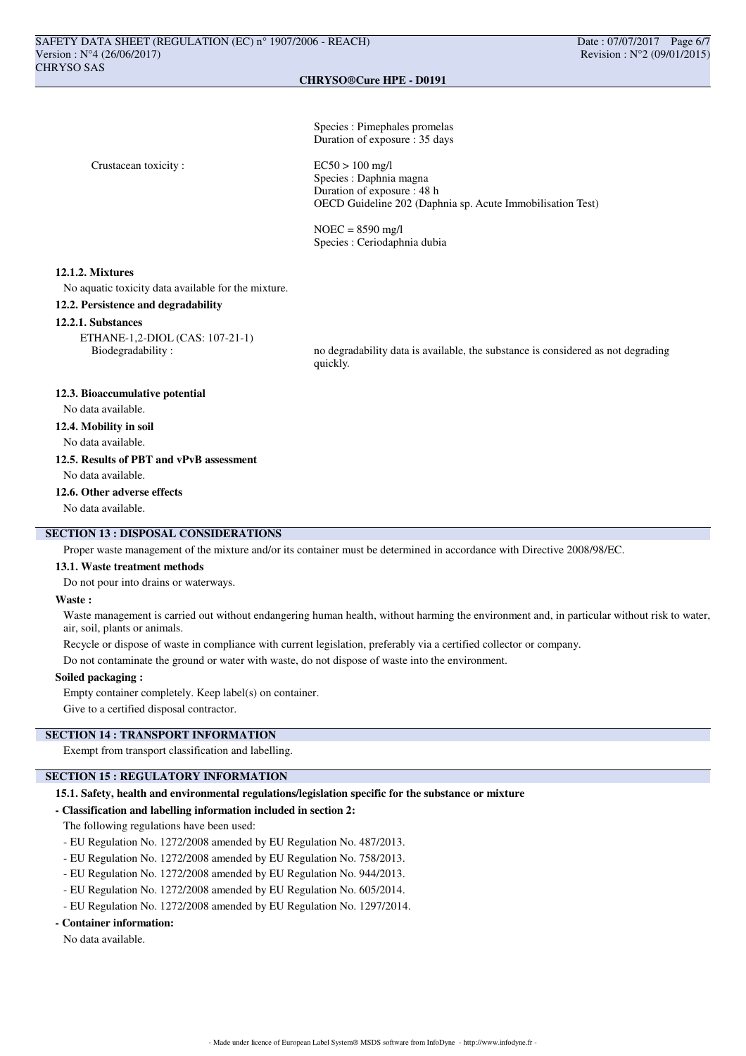Species : Pimephales promelas
Duration of exposure : 35 days

Crustacean toxicity :

EC50 > 100 mg/l
Species : Daphnia magna
Duration of exposure : 48 h
OECD Guideline 202 (Daphnia sp. Acute Immobilisation Test)

NOEC = 8590 mg/l
Species : Ceriodaphnia dubia

#### 12.1.2. Mixtures

No aquatic toxicity data available for the mixture.

### 12.2. Persistence and degradability

#### 12.2.1. Substances

ETHANE-1,2-DIOL (CAS: 107-21-1)

Biodegradability : no degradability data is available, the substance is considered as not degrading quickly.

### 12.3. Bioaccumulative potential

No data available.

### 12.4. Mobility in soil

No data available.

### 12.5. Results of PBT and vPvB assessment

No data available.

### 12.6. Other adverse effects

No data available.

## SECTION 13 : DISPOSAL CONSIDERATIONS

Proper waste management of the mixture and/or its container must be determined in accordance with Directive 2008/98/EC.

### 13.1. Waste treatment methods

Do not pour into drains or waterways.

**Waste :**

Waste management is carried out without endangering human health, without harming the environment and, in particular without risk to water, air, soil, plants or animals.

Recycle or dispose of waste in compliance with current legislation, preferably via a certified collector or company.

Do not contaminate the ground or water with waste, do not dispose of waste into the environment.

**Soiled packaging :**

Empty container completely. Keep label(s) on container.

Give to a certified disposal contractor.

## SECTION 14 : TRANSPORT INFORMATION

Exempt from transport classification and labelling.

## SECTION 15 : REGULATORY INFORMATION

### 15.1. Safety, health and environmental regulations/legislation specific for the substance or mixture

**- Classification and labelling information included in section 2:**

The following regulations have been used:

- EU Regulation No. 1272/2008 amended by EU Regulation No. 487/2013.
- EU Regulation No. 1272/2008 amended by EU Regulation No. 758/2013.
- EU Regulation No. 1272/2008 amended by EU Regulation No. 944/2013.
- EU Regulation No. 1272/2008 amended by EU Regulation No. 605/2014.
- EU Regulation No. 1272/2008 amended by EU Regulation No. 1297/2014.

**- Container information:**

No data available.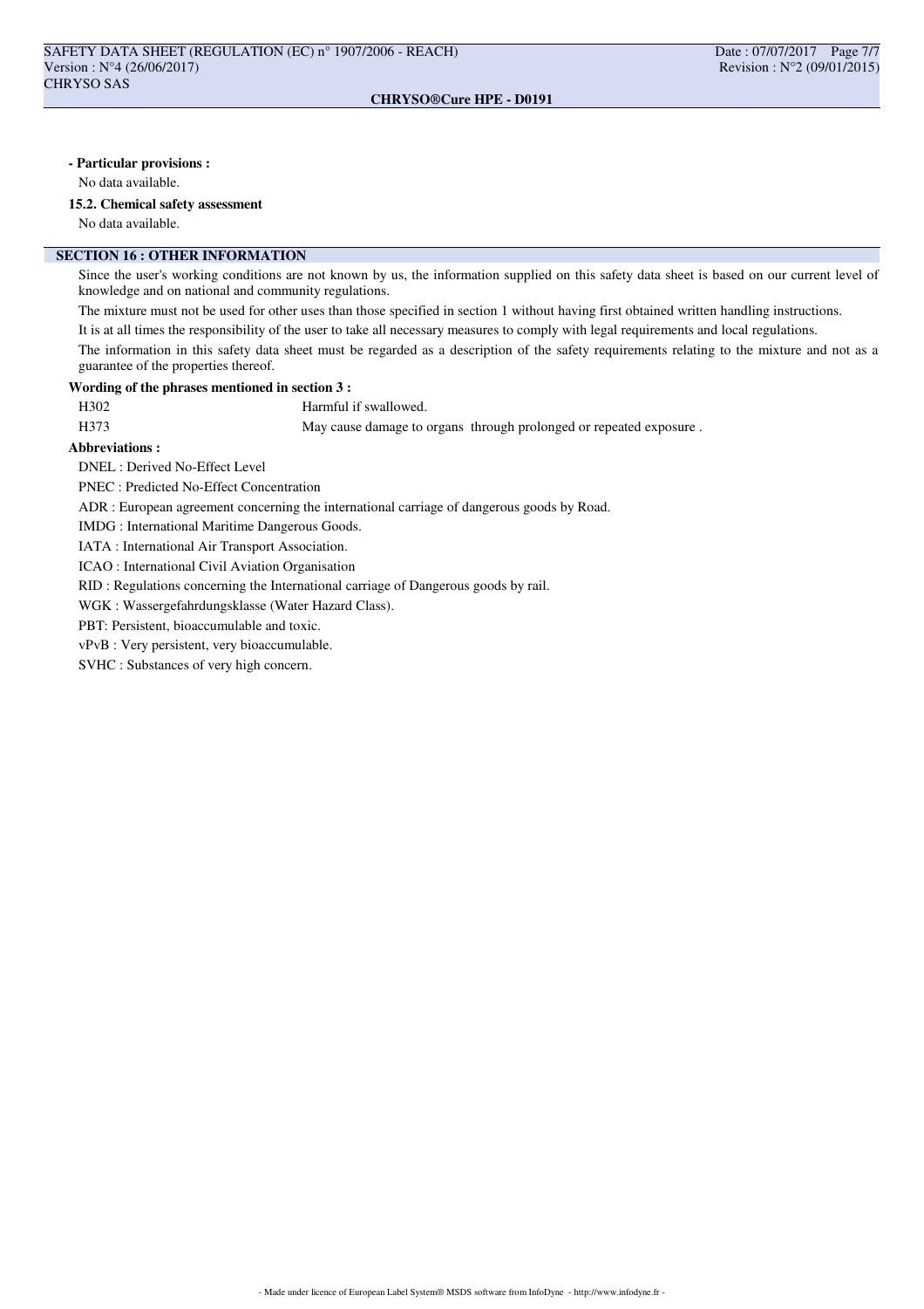**- Particular provisions :**

No data available.

**15.2. Chemical safety assessment**

No data available.

## SECTION 16 : OTHER INFORMATION

Since the user's working conditions are not known by us, the information supplied on this safety data sheet is based on our current level of knowledge and on national and community regulations.

The mixture must not be used for other uses than those specified in section 1 without having first obtained written handling instructions.

It is at all times the responsibility of the user to take all necessary measures to comply with legal requirements and local regulations.

The information in this safety data sheet must be regarded as a description of the safety requirements relating to the mixture and not as a guarantee of the properties thereof.

**Wording of the phrases mentioned in section 3 :**

| | |
|---|---|
| H302 | Harmful if swallowed. |
| H373 | May cause damage to organs through prolonged or repeated exposure . |

**Abbreviations :**

DNEL : Derived No-Effect Level

PNEC : Predicted No-Effect Concentration

ADR : European agreement concerning the international carriage of dangerous goods by Road.

IMDG : International Maritime Dangerous Goods.

IATA : International Air Transport Association.

ICAO : International Civil Aviation Organisation

RID : Regulations concerning the International carriage of Dangerous goods by rail.

WGK : Wassergefahrdungsklasse (Water Hazard Class).

PBT: Persistent, bioaccumulable and toxic.

vPvB : Very persistent, very bioaccumulable.

SVHC : Substances of very high concern.